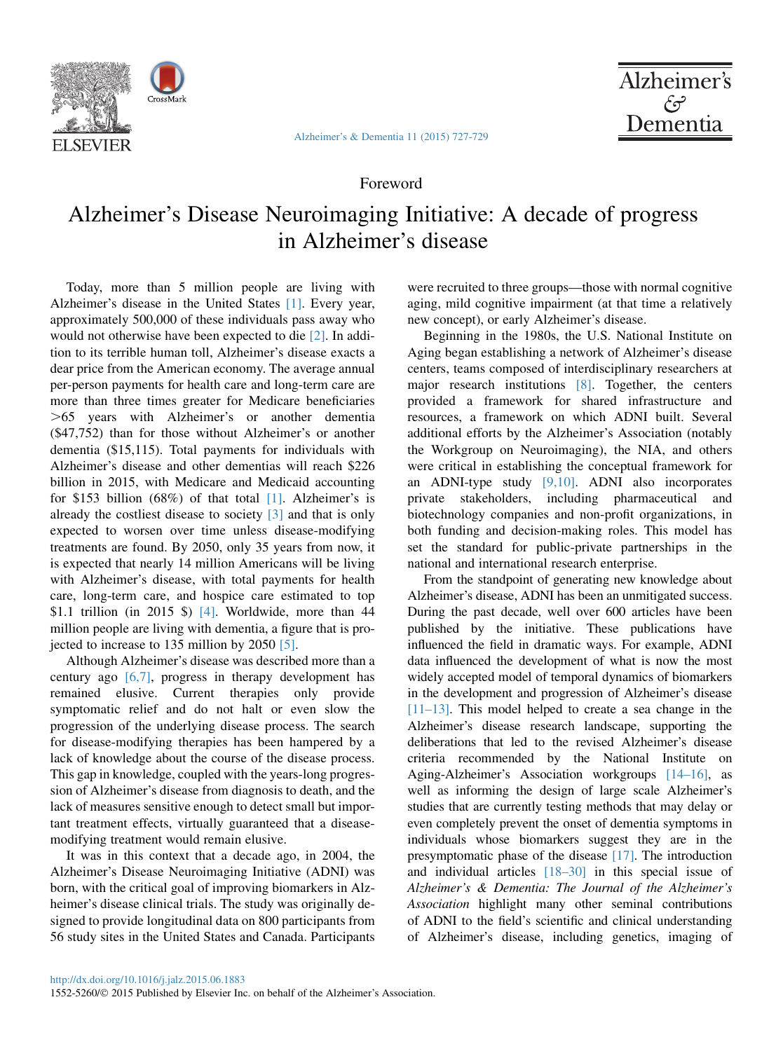Foreword

# Alzheimer's Disease Neuroimaging Initiative: A decade of progress in Alzheimer's disease

Today, more than 5 million people are living with Alzheimer's disease in the United States [1]. Every year, approximately 500,000 of these individuals pass away who would not otherwise have been expected to die [2]. In addition to its terrible human toll, Alzheimer's disease exacts a dear price from the American economy. The average annual per-person payments for health care and long-term care are more than three times greater for Medicare beneficiaries >65 years with Alzheimer's or another dementia ($47,752) than for those without Alzheimer's or another dementia ($15,115). Total payments for individuals with Alzheimer's disease and other dementias will reach $226 billion in 2015, with Medicare and Medicaid accounting for $153 billion (68%) of that total [1]. Alzheimer's is already the costliest disease to society [3] and that is only expected to worsen over time unless disease-modifying treatments are found. By 2050, only 35 years from now, it is expected that nearly 14 million Americans will be living with Alzheimer's disease, with total payments for health care, long-term care, and hospice care estimated to top $1.1 trillion (in 2015 $) [4]. Worldwide, more than 44 million people are living with dementia, a figure that is projected to increase to 135 million by 2050 [5].

Although Alzheimer's disease was described more than a century ago [6,7], progress in therapy development has remained elusive. Current therapies only provide symptomatic relief and do not halt or even slow the progression of the underlying disease process. The search for disease-modifying therapies has been hampered by a lack of knowledge about the course of the disease process. This gap in knowledge, coupled with the years-long progression of Alzheimer's disease from diagnosis to death, and the lack of measures sensitive enough to detect small but important treatment effects, virtually guaranteed that a disease-modifying treatment would remain elusive.

It was in this context that a decade ago, in 2004, the Alzheimer's Disease Neuroimaging Initiative (ADNI) was born, with the critical goal of improving biomarkers in Alzheimer's disease clinical trials. The study was originally designed to provide longitudinal data on 800 participants from 56 study sites in the United States and Canada. Participants were recruited to three groups—those with normal cognitive aging, mild cognitive impairment (at that time a relatively new concept), or early Alzheimer's disease.

Beginning in the 1980s, the U.S. National Institute on Aging began establishing a network of Alzheimer's disease centers, teams composed of interdisciplinary researchers at major research institutions [8]. Together, the centers provided a framework for shared infrastructure and resources, a framework on which ADNI built. Several additional efforts by the Alzheimer's Association (notably the Workgroup on Neuroimaging), the NIA, and others were critical in establishing the conceptual framework for an ADNI-type study [9,10]. ADNI also incorporates private stakeholders, including pharmaceutical and biotechnology companies and non-profit organizations, in both funding and decision-making roles. This model has set the standard for public-private partnerships in the national and international research enterprise.

From the standpoint of generating new knowledge about Alzheimer's disease, ADNI has been an unmitigated success. During the past decade, well over 600 articles have been published by the initiative. These publications have influenced the field in dramatic ways. For example, ADNI data influenced the development of what is now the most widely accepted model of temporal dynamics of biomarkers in the development and progression of Alzheimer's disease [11–13]. This model helped to create a sea change in the Alzheimer's disease research landscape, supporting the deliberations that led to the revised Alzheimer's disease criteria recommended by the National Institute on Aging-Alzheimer's Association workgroups [14–16], as well as informing the design of large scale Alzheimer's studies that are currently testing methods that may delay or even completely prevent the onset of dementia symptoms in individuals whose biomarkers suggest they are in the presymptomatic phase of the disease [17]. The introduction and individual articles [18–30] in this special issue of *Alzheimer's & Dementia: The Journal of the Alzheimer's Association* highlight many other seminal contributions of ADNI to the field's scientific and clinical understanding of Alzheimer's disease, including genetics, imaging of

http://dx.doi.org/10.1016/j.jalz.2015.06.1883

1552-5260/© 2015 Published by Elsevier Inc. on behalf of the Alzheimer's Association.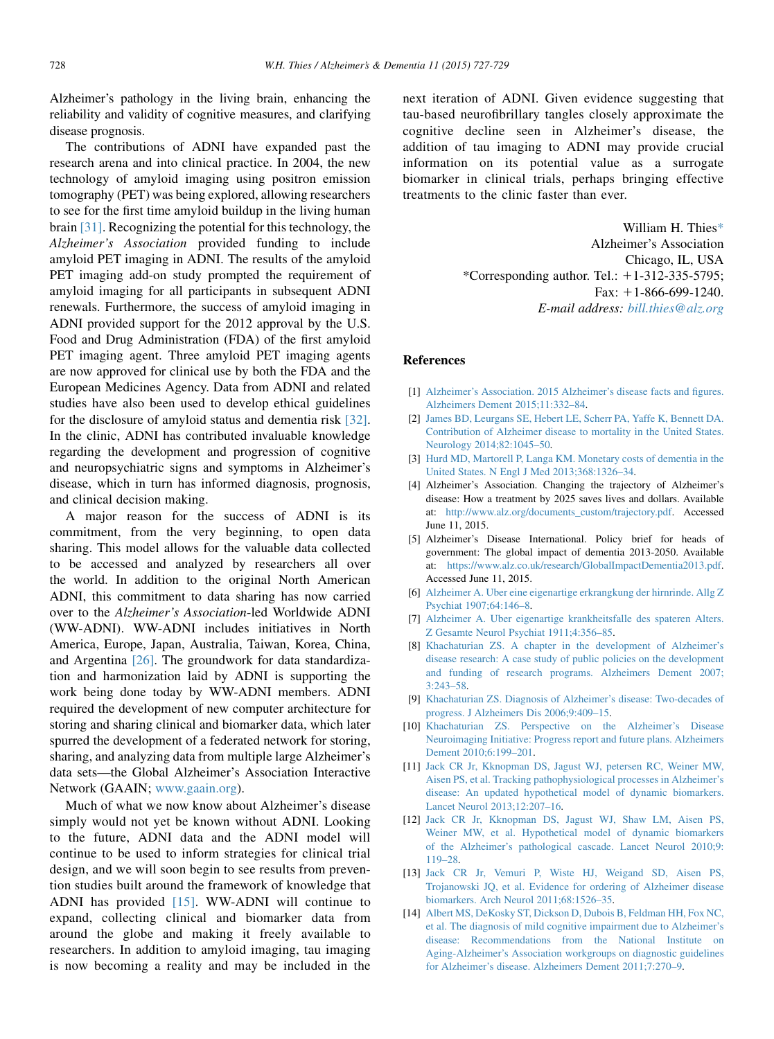Alzheimer's pathology in the living brain, enhancing the reliability and validity of cognitive measures, and clarifying disease prognosis.

The contributions of ADNI have expanded past the research arena and into clinical practice. In 2004, the new technology of amyloid imaging using positron emission tomography (PET) was being explored, allowing researchers to see for the first time amyloid buildup in the living human brain [31]. Recognizing the potential for this technology, the *Alzheimer's Association* provided funding to include amyloid PET imaging in ADNI. The results of the amyloid PET imaging add-on study prompted the requirement of amyloid imaging for all participants in subsequent ADNI renewals. Furthermore, the success of amyloid imaging in ADNI provided support for the 2012 approval by the U.S. Food and Drug Administration (FDA) of the first amyloid PET imaging agent. Three amyloid PET imaging agents are now approved for clinical use by both the FDA and the European Medicines Agency. Data from ADNI and related studies have also been used to develop ethical guidelines for the disclosure of amyloid status and dementia risk [32]. In the clinic, ADNI has contributed invaluable knowledge regarding the development and progression of cognitive and neuropsychiatric signs and symptoms in Alzheimer's disease, which in turn has informed diagnosis, prognosis, and clinical decision making.

A major reason for the success of ADNI is its commitment, from the very beginning, to open data sharing. This model allows for the valuable data collected to be accessed and analyzed by researchers all over the world. In addition to the original North American ADNI, this commitment to data sharing has now carried over to the *Alzheimer's Association*-led Worldwide ADNI (WW-ADNI). WW-ADNI includes initiatives in North America, Europe, Japan, Australia, Taiwan, Korea, China, and Argentina [26]. The groundwork for data standardization and harmonization laid by ADNI is supporting the work being done today by WW-ADNI members. ADNI required the development of new computer architecture for storing and sharing clinical and biomarker data, which later spurred the development of a federated network for storing, sharing, and analyzing data from multiple large Alzheimer's data sets—the Global Alzheimer's Association Interactive Network (GAAIN; www.gaain.org).

Much of what we now know about Alzheimer's disease simply would not yet be known without ADNI. Looking to the future, ADNI data and the ADNI model will continue to be used to inform strategies for clinical trial design, and we will soon begin to see results from prevention studies built around the framework of knowledge that ADNI has provided [15]. WW-ADNI will continue to expand, collecting clinical and biomarker data from around the globe and making it freely available to researchers. In addition to amyloid imaging, tau imaging is now becoming a reality and may be included in the next iteration of ADNI. Given evidence suggesting that tau-based neurofibrillary tangles closely approximate the cognitive decline seen in Alzheimer's disease, the addition of tau imaging to ADNI may provide crucial information on its potential value as a surrogate biomarker in clinical trials, perhaps bringing effective treatments to the clinic faster than ever.

William H. Thies*
Alzheimer's Association
Chicago, IL, USA
*Corresponding author. Tel.: +1-312-335-5795;
Fax: +1-866-699-1240.
*E-mail address:* bill.thies@alz.org

## References

[1] Alzheimer's Association. 2015 Alzheimer's disease facts and figures. Alzheimers Dement 2015;11:332–84.

[2] James BD, Leurgans SE, Hebert LE, Scherr PA, Yaffe K, Bennett DA. Contribution of Alzheimer disease to mortality in the United States. Neurology 2014;82:1045–50.

[3] Hurd MD, Martorell P, Langa KM. Monetary costs of dementia in the United States. N Engl J Med 2013;368:1326–34.

[4] Alzheimer's Association. Changing the trajectory of Alzheimer's disease: How a treatment by 2025 saves lives and dollars. Available at: http://www.alz.org/documents_custom/trajectory.pdf. Accessed June 11, 2015.

[5] Alzheimer's Disease International. Policy brief for heads of government: The global impact of dementia 2013-2050. Available at: https://www.alz.co.uk/research/GlobalImpactDementia2013.pdf. Accessed June 11, 2015.

[6] Alzheimer A. Uber eine eigenartige erkrangkung der hirnrinde. Allg Z Psychiat 1907;64:146–8.

[7] Alzheimer A. Uber eigenartige krankheitsfalle des spateren Alters. Z Gesamte Neurol Psychiat 1911;4:356–85.

[8] Khachaturian ZS. A chapter in the development of Alzheimer's disease research: A case study of public policies on the development and funding of research programs. Alzheimers Dement 2007;3:243–58.

[9] Khachaturian ZS. Diagnosis of Alzheimer's disease: Two-decades of progress. J Alzheimers Dis 2006;9:409–15.

[10] Khachaturian ZS. Perspective on the Alzheimer's Disease Neuroimaging Initiative: Progress report and future plans. Alzheimers Dement 2010;6:199–201.

[11] Jack CR Jr, Kknopman DS, Jagust WJ, petersen RC, Weiner MW, Aisen PS, et al. Tracking pathophysiological processes in Alzheimer's disease: An updated hypothetical model of dynamic biomarkers. Lancet Neurol 2013;12:207–16.

[12] Jack CR Jr, Knopman DS, Jagust WJ, Shaw LM, Aisen PS, Weiner MW, et al. Hypothetical model of dynamic biomarkers of the Alzheimer's pathological cascade. Lancet Neurol 2010;9:119–28.

[13] Jack CR Jr, Vemuri P, Wiste HJ, Weigand SD, Aisen PS, Trojanowski JQ, et al. Evidence for ordering of Alzheimer disease biomarkers. Arch Neurol 2011;68:1526–35.

[14] Albert MS, DeKosky ST, Dickson D, Dubois B, Feldman HH, Fox NC, et al. The diagnosis of mild cognitive impairment due to Alzheimer's disease: Recommendations from the National Institute on Aging-Alzheimer's Association workgroups on diagnostic guidelines for Alzheimer's disease. Alzheimers Dement 2011;7:270–9.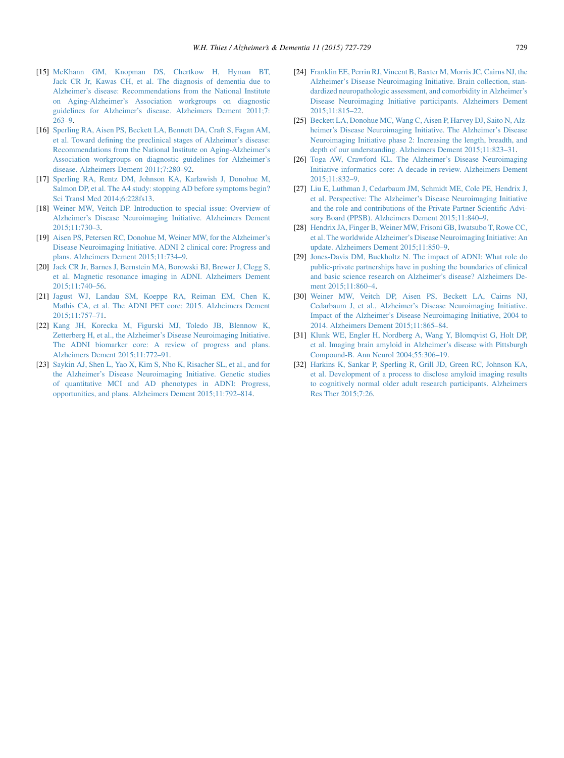[15] McKhann GM, Knopman DS, Chertkow H, Hyman BT, Jack CR Jr, Kawas CH, et al. The diagnosis of dementia due to Alzheimer's disease: Recommendations from the National Institute on Aging-Alzheimer's Association workgroups on diagnostic guidelines for Alzheimer's disease. Alzheimers Dement 2011;7:263–9.

[16] Sperling RA, Aisen PS, Beckett LA, Bennett DA, Craft S, Fagan AM, et al. Toward defining the preclinical stages of Alzheimer's disease: Recommendations from the National Institute on Aging-Alzheimer's Association workgroups on diagnostic guidelines for Alzheimer's disease. Alzheimers Dement 2011;7:280–92.

[17] Sperling RA, Rentz DM, Johnson KA, Karlawish J, Donohue M, Salmon DP, et al. The A4 study: stopping AD before symptoms begin? Sci Transl Med 2014;6:228fs13.

[18] Weiner MW, Veitch DP. Introduction to special issue: Overview of Alzheimer's Disease Neuroimaging Initiative. Alzheimers Dement 2015;11:730–3.

[19] Aisen PS, Petersen RC, Donohue M, Weiner MW, for the Alzheimer's Disease Neuroimaging Initiative. ADNI 2 clinical core: Progress and plans. Alzheimers Dement 2015;11:734–9.

[20] Jack CR Jr, Barnes J, Bernstein MA, Borowski BJ, Brewer J, Clegg S, et al. Magnetic resonance imaging in ADNI. Alzheimers Dement 2015;11:740–56.

[21] Jagust WJ, Landau SM, Koeppe RA, Reiman EM, Chen K, Mathis CA, et al. The ADNI PET core: 2015. Alzheimers Dement 2015;11:757–71.

[22] Kang JH, Korecka M, Figurski MJ, Toledo JB, Blennow K, Zetterberg H, et al., the Alzheimer's Disease Neuroimaging Initiative. The ADNI biomarker core: A review of progress and plans. Alzheimers Dement 2015;11:772–91.

[23] Saykin AJ, Shen L, Yao X, Kim S, Nho K, Risacher SL, et al., and for the Alzheimer's Disease Neuroimaging Initiative. Genetic studies of quantitative MCI and AD phenotypes in ADNI: Progress, opportunities, and plans. Alzheimers Dement 2015;11:792–814.

[24] Franklin EE, Perrin RJ, Vincent B, Baxter M, Morris JC, Cairns NJ, the Alzheimer's Disease Neuroimaging Initiative. Brain collection, standardized neuropathologic assessment, and comorbidity in Alzheimer's Disease Neuroimaging Initiative participants. Alzheimers Dement 2015;11:815–22.

[25] Beckett LA, Donohue MC, Wang C, Aisen P, Harvey DJ, Saito N, Alzheimer's Disease Neuroimaging Initiative. The Alzheimer's Disease Neuroimaging Initiative phase 2: Increasing the length, breadth, and depth of our understanding. Alzheimers Dement 2015;11:823–31.

[26] Toga AW, Crawford KL. The Alzheimer's Disease Neuroimaging Initiative informatics core: A decade in review. Alzheimers Dement 2015;11:832–9.

[27] Liu E, Luthman J, Cedarbaum JM, Schmidt ME, Cole PE, Hendrix J, et al. Perspective: The Alzheimer's Disease Neuroimaging Initiative and the role and contributions of the Private Partner Scientific Advisory Board (PPSB). Alzheimers Dement 2015;11:840–9.

[28] Hendrix JA, Finger B, Weiner MW, Frisoni GB, Iwatsubo T, Rowe CC, et al. The worldwide Alzheimer's Disease Neuroimaging Initiative: An update. Alzheimers Dement 2015;11:850–9.

[29] Jones-Davis DM, Buckholtz N. The impact of ADNI: What role do public-private partnerships have in pushing the boundaries of clinical and basic science research on Alzheimer's disease? Alzheimers Dement 2015;11:860–4.

[30] Weiner MW, Veitch DP, Aisen PS, Beckett LA, Cairns NJ, Cedarbaum J, et al., Alzheimer's Disease Neuroimaging Initiative. Impact of the Alzheimer's Disease Neuroimaging Initiative, 2004 to 2014. Alzheimers Dement 2015;11:865–84.

[31] Klunk WE, Engler H, Nordberg A, Wang Y, Blomqvist G, Holt DP, et al. Imaging brain amyloid in Alzheimer's disease with Pittsburgh Compound-B. Ann Neurol 2004;55:306–19.

[32] Harkins K, Sankar P, Sperling R, Grill JD, Green RC, Johnson KA, et al. Development of a process to disclose amyloid imaging results to cognitively normal older adult research participants. Alzheimers Res Ther 2015;7:26.